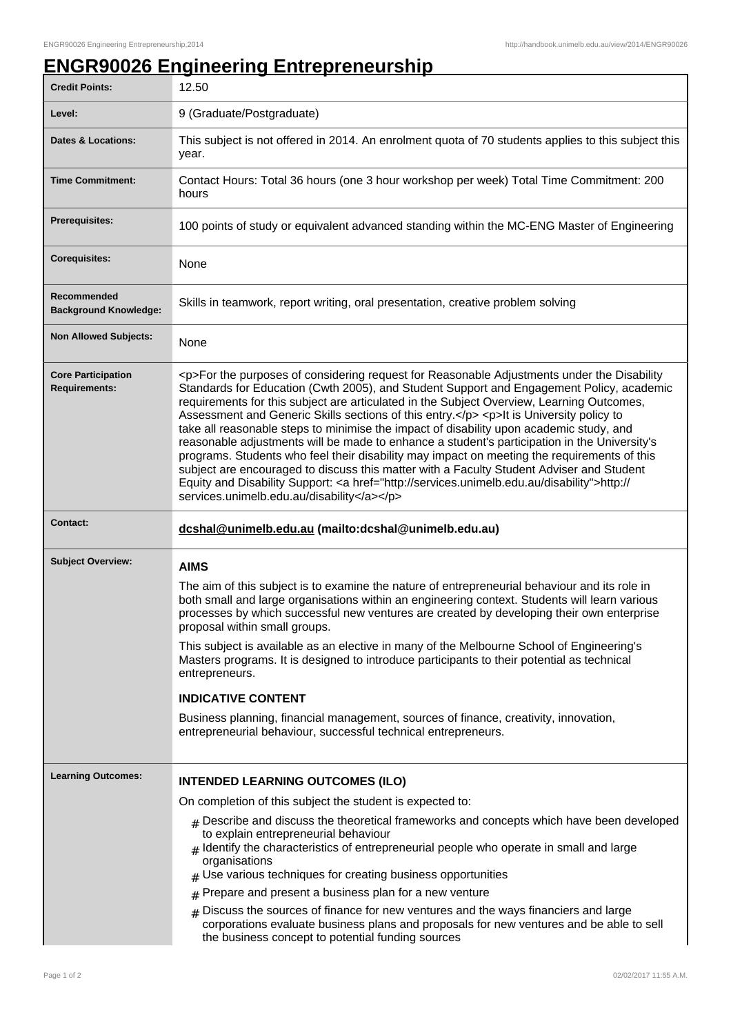# ENGR90026 Engineering Entrepreneurship

| | |
|---|---|
| **Credit Points:** | 12.50 |
| **Level:** | 9 (Graduate/Postgraduate) |
| **Dates & Locations:** | This subject is not offered in 2014. An enrolment quota of 70 students applies to this subject this year. |
| **Time Commitment:** | Contact Hours: Total 36 hours (one 3 hour workshop per week) Total Time Commitment: 200 hours |
| **Prerequisites:** | 100 points of study or equivalent advanced standing within the MC-ENG Master of Engineering |
| **Corequisites:** | None |
| **Recommended Background Knowledge:** | Skills in teamwork, report writing, oral presentation, creative problem solving |
| **Non Allowed Subjects:** | None |
| **Core Participation Requirements:** | <p>For the purposes of considering request for Reasonable Adjustments under the Disability Standards for Education (Cwth 2005), and Student Support and Engagement Policy, academic requirements for this subject are articulated in the Subject Overview, Learning Outcomes, Assessment and Generic Skills sections of this entry.</p> <p>It is University policy to take all reasonable steps to minimise the impact of disability upon academic study, and reasonable adjustments will be made to enhance a student's participation in the University's programs. Students who feel their disability may impact on meeting the requirements of this subject are encouraged to discuss this matter with a Faculty Student Adviser and Student Equity and Disability Support: <a href="http://services.unimelb.edu.au/disability">http://services.unimelb.edu.au/disability</a></p> |
| **Contact:** | **dcshal@unimelb.edu.au (mailto:dcshal@unimelb.edu.au)** |
| **Subject Overview:** | **AIMS** The aim of this subject is to examine the nature of entrepreneurial behaviour and its role in both small and large organisations within an engineering context. Students will learn various processes by which successful new ventures are created by developing their own enterprise proposal within small groups. This subject is available as an elective in many of the Melbourne School of Engineering's Masters programs. It is designed to introduce participants to their potential as technical entrepreneurs. **INDICATIVE CONTENT** Business planning, financial management, sources of finance, creativity, innovation, entrepreneurial behaviour, successful technical entrepreneurs. |
| **Learning Outcomes:** | **INTENDED LEARNING OUTCOMES (ILO)** On completion of this subject the student is expected to: # Describe and discuss the theoretical frameworks and concepts which have been developed to explain entrepreneurial behaviour # Identify the characteristics of entrepreneurial people who operate in small and large organisations # Use various techniques for creating business opportunities # Prepare and present a business plan for a new venture # Discuss the sources of finance for new ventures and the ways financiers and large corporations evaluate business plans and proposals for new ventures and be able to sell the business concept to potential funding sources |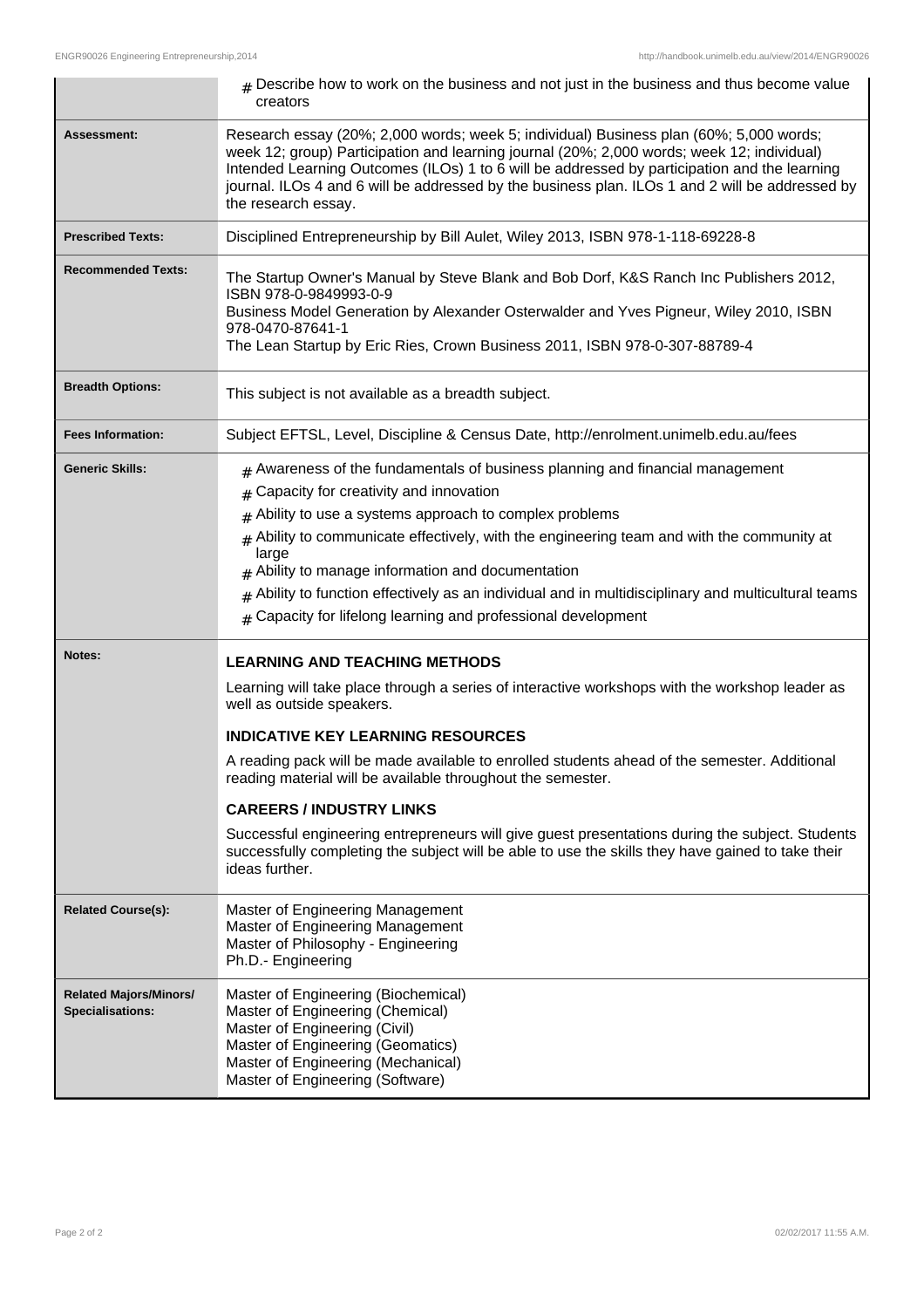| | |
|---|---|
| | # Describe how to work on the business and not just in the business and thus become value creators |
| **Assessment:** | Research essay (20%; 2,000 words; week 5; individual) Business plan (60%; 5,000 words; week 12; group) Participation and learning journal (20%; 2,000 words; week 12; individual) Intended Learning Outcomes (ILOs) 1 to 6 will be addressed by participation and the learning journal. ILOs 4 and 6 will be addressed by the business plan. ILOs 1 and 2 will be addressed by the research essay. |
| **Prescribed Texts:** | Disciplined Entrepreneurship by Bill Aulet, Wiley 2013, ISBN 978-1-118-69228-8 |
| **Recommended Texts:** | The Startup Owner's Manual by Steve Blank and Bob Dorf, K&S Ranch Inc Publishers 2012, ISBN 978-0-9849993-0-9<br>Business Model Generation by Alexander Osterwalder and Yves Pigneur, Wiley 2010, ISBN 978-0470-87641-1<br>The Lean Startup by Eric Ries, Crown Business 2011, ISBN 978-0-307-88789-4 |
| **Breadth Options:** | This subject is not available as a breadth subject. |
| **Fees Information:** | Subject EFTSL, Level, Discipline & Census Date, http://enrolment.unimelb.edu.au/fees |
| **Generic Skills:** | # Awareness of the fundamentals of business planning and financial management<br># Capacity for creativity and innovation<br># Ability to use a systems approach to complex problems<br># Ability to communicate effectively, with the engineering team and with the community at large<br># Ability to manage information and documentation<br># Ability to function effectively as an individual and in multidisciplinary and multicultural teams<br># Capacity for lifelong learning and professional development |
| **Notes:** | **LEARNING AND TEACHING METHODS**<br>Learning will take place through a series of interactive workshops with the workshop leader as well as outside speakers.<br>**INDICATIVE KEY LEARNING RESOURCES**<br>A reading pack will be made available to enrolled students ahead of the semester. Additional reading material will be available throughout the semester.<br>**CAREERS / INDUSTRY LINKS**<br>Successful engineering entrepreneurs will give guest presentations during the subject. Students successfully completing the subject will be able to use the skills they have gained to take their ideas further. |
| **Related Course(s):** | Master of Engineering Management<br>Master of Engineering Management<br>Master of Philosophy - Engineering<br>Ph.D.- Engineering |
| **Related Majors/Minors/ Specialisations:** | Master of Engineering (Biochemical)<br>Master of Engineering (Chemical)<br>Master of Engineering (Civil)<br>Master of Engineering (Geomatics)<br>Master of Engineering (Mechanical)<br>Master of Engineering (Software) |